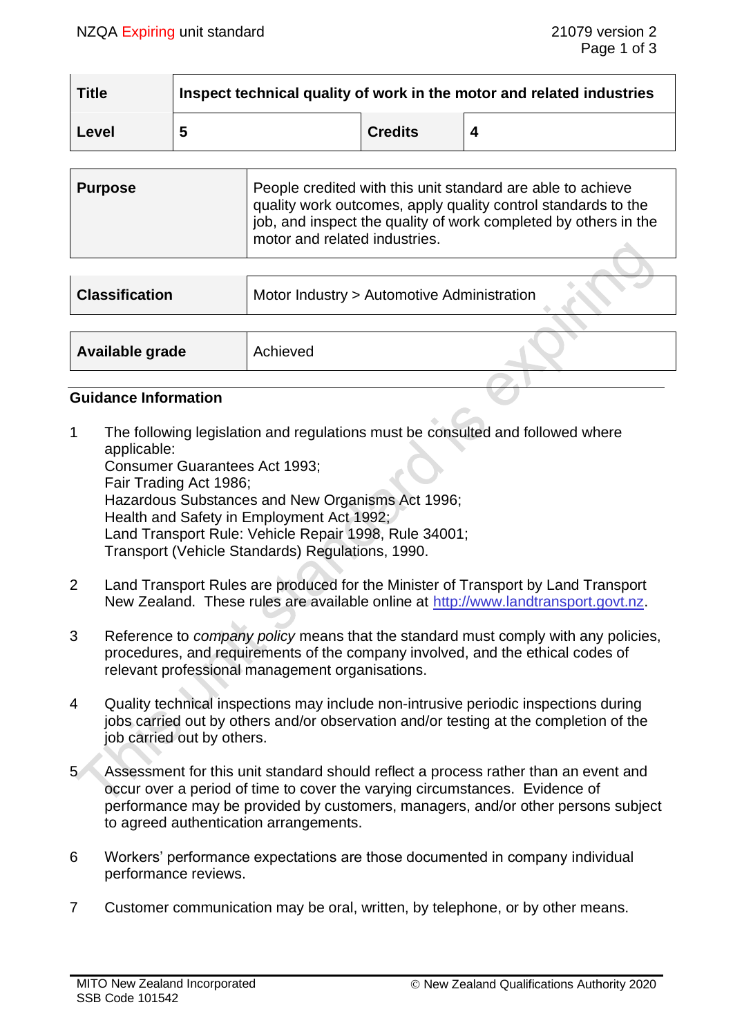| Title | Inspect technical quality of work in the motor and related industries | | |
|---|---|---|---|
| Level | 5 | Credits | 4 |

| Purpose | People credited with this unit standard are able to achieve quality work outcomes, apply quality control standards to the job, and inspect the quality of work completed by others in the motor and related industries. |
|---|---|

| Classification | Motor Industry > Automotive Administration |
|---|---|

| Available grade | Achieved |
|---|---|

## Guidance Information

1 The following legislation and regulations must be consulted and followed where applicable:
Consumer Guarantees Act 1993;
Fair Trading Act 1986;
Hazardous Substances and New Organisms Act 1996;
Health and Safety in Employment Act 1992;
Land Transport Rule: Vehicle Repair 1998, Rule 34001;
Transport (Vehicle Standards) Regulations, 1990.

2 Land Transport Rules are produced for the Minister of Transport by Land Transport New Zealand. These rules are available online at http://www.landtransport.govt.nz.

3 Reference to *company policy* means that the standard must comply with any policies, procedures, and requirements of the company involved, and the ethical codes of relevant professional management organisations.

4 Quality technical inspections may include non-intrusive periodic inspections during jobs carried out by others and/or observation and/or testing at the completion of the job carried out by others.

5 Assessment for this unit standard should reflect a process rather than an event and occur over a period of time to cover the varying circumstances. Evidence of performance may be provided by customers, managers, and/or other persons subject to agreed authentication arrangements.

6 Workers' performance expectations are those documented in company individual performance reviews.

7 Customer communication may be oral, written, by telephone, or by other means.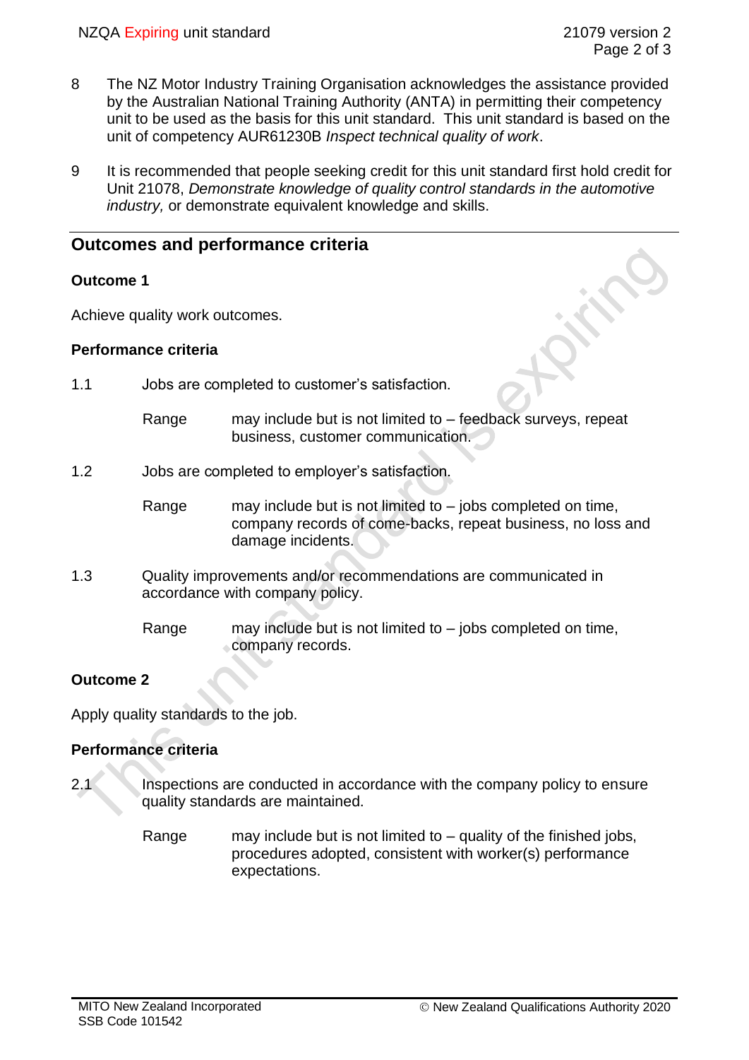8 The NZ Motor Industry Training Organisation acknowledges the assistance provided by the Australian National Training Authority (ANTA) in permitting their competency unit to be used as the basis for this unit standard. This unit standard is based on the unit of competency AUR61230B *Inspect technical quality of work*.

9 It is recommended that people seeking credit for this unit standard first hold credit for Unit 21078, *Demonstrate knowledge of quality control standards in the automotive industry,* or demonstrate equivalent knowledge and skills.

## Outcomes and performance criteria

### Outcome 1

Achieve quality work outcomes.

#### Performance criteria

1.1 Jobs are completed to customer's satisfaction.

Range may include but is not limited to – feedback surveys, repeat business, customer communication.

1.2 Jobs are completed to employer's satisfaction.

Range may include but is not limited to – jobs completed on time, company records of come-backs, repeat business, no loss and damage incidents.

1.3 Quality improvements and/or recommendations are communicated in accordance with company policy.

Range may include but is not limited to – jobs completed on time, company records.

### Outcome 2

Apply quality standards to the job.

#### Performance criteria

2.1 Inspections are conducted in accordance with the company policy to ensure quality standards are maintained.

Range may include but is not limited to – quality of the finished jobs, procedures adopted, consistent with worker(s) performance expectations.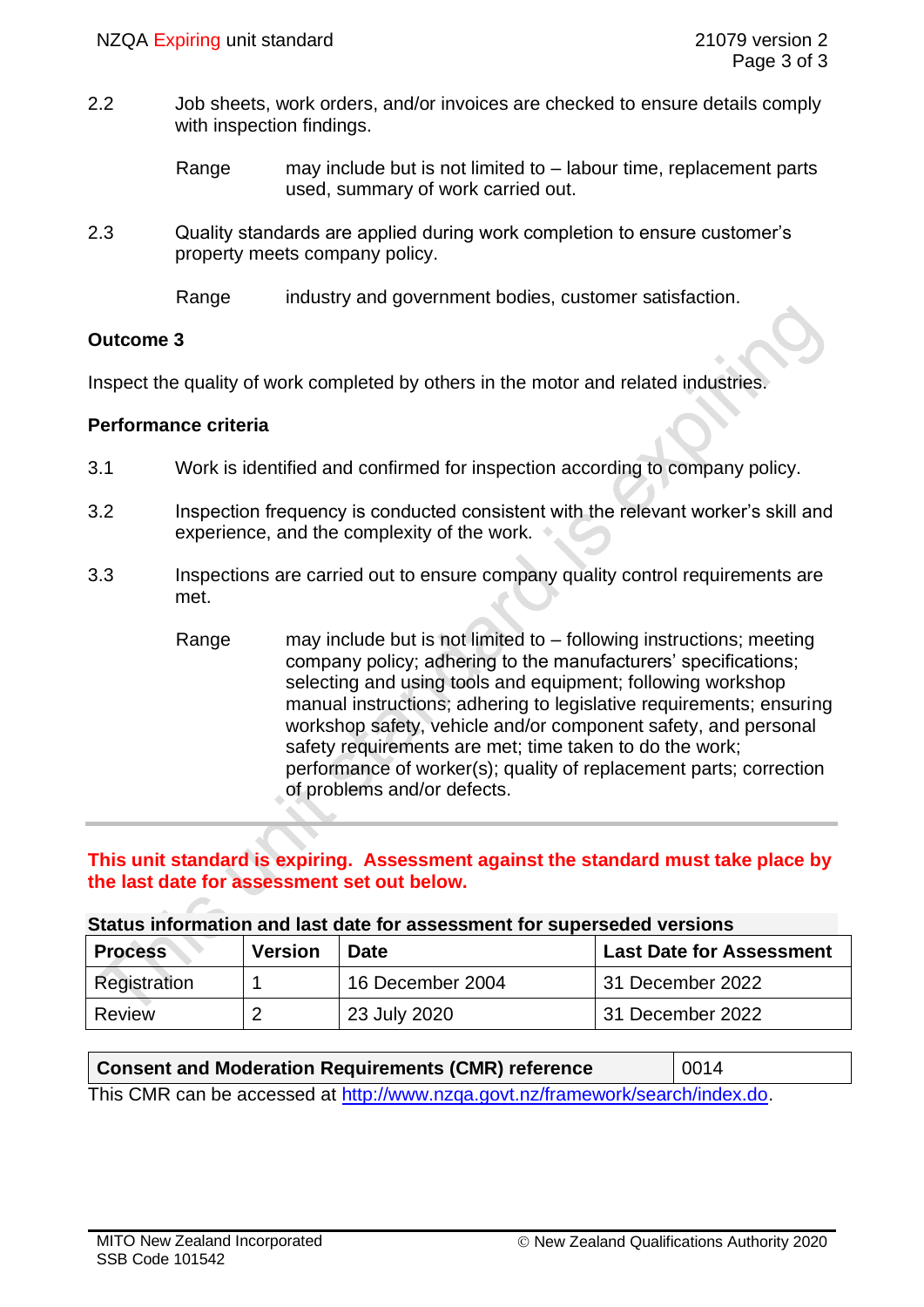2.2 Job sheets, work orders, and/or invoices are checked to ensure details comply with inspection findings.

Range may include but is not limited to – labour time, replacement parts used, summary of work carried out.

2.3 Quality standards are applied during work completion to ensure customer's property meets company policy.

Range industry and government bodies, customer satisfaction.

**Outcome 3**

Inspect the quality of work completed by others in the motor and related industries.

**Performance criteria**

3.1 Work is identified and confirmed for inspection according to company policy.

3.2 Inspection frequency is conducted consistent with the relevant worker's skill and experience, and the complexity of the work.

3.3 Inspections are carried out to ensure company quality control requirements are met.

Range may include but is not limited to – following instructions; meeting company policy; adhering to the manufacturers' specifications; selecting and using tools and equipment; following workshop manual instructions; adhering to legislative requirements; ensuring workshop safety, vehicle and/or component safety, and personal safety requirements are met; time taken to do the work; performance of worker(s); quality of replacement parts; correction of problems and/or defects.

---

**This unit standard is expiring. Assessment against the standard must take place by the last date for assessment set out below.**

**Status information and last date for assessment for superseded versions**

| Process | Version | Date | Last Date for Assessment |
|---|---|---|---|
| Registration | 1 | 16 December 2004 | 31 December 2022 |
| Review | 2 | 23 July 2020 | 31 December 2022 |

| Consent and Moderation Requirements (CMR) reference | 0014 |
|---|---|

This CMR can be accessed at http://www.nzqa.govt.nz/framework/search/index.do.

MITO New Zealand Incorporated
SSB Code 101542

© New Zealand Qualifications Authority 2020